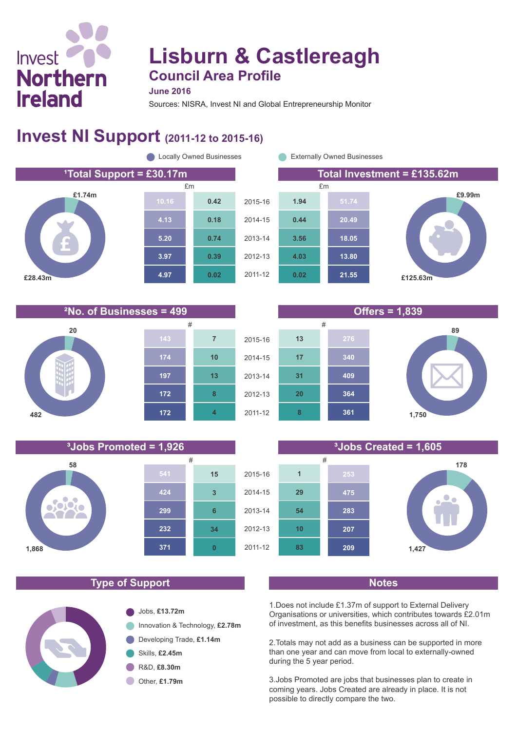Invest Northern Ireland

# Lisburn & Castlereagh

## Council Area Profile

**June 2016**

Sources: NISRA, Invest NI and Global Entrepreneurship Monitor

## Invest NI Support (2011-12 to 2015-16)

Legend: Locally Owned Businesses; Externally Owned Businesses

### [1]Total Support = £30.17m / Total Investment = £135.62m

| Total Support: Locally Owned (£m) | Total Support: Externally Owned (£m) | Year | Total Investment: Externally Owned (£m) | Total Investment: Locally Owned (£m) |
|---|---|---|---|---|
| 10.16 | 0.42 | 2015-16 | 1.94 | 51.74 |
| 4.13 | 0.18 | 2014-15 | 0.44 | 20.49 |
| 5.20 | 0.74 | 2013-14 | 3.56 | 18.05 |
| 3.97 | 0.39 | 2012-13 | 4.03 | 13.80 |
| 4.97 | 0.02 | 2011-12 | 0.02 | 21.55 |

Total Support: £28.43m (Locally Owned), £1.74m (Externally Owned)

Total Investment: £125.63m (Locally Owned), £9.99m (Externally Owned)

### [2]No. of Businesses = 499 / Offers = 1,839

| No. of Businesses: Locally Owned (#) | No. of Businesses: Externally Owned (#) | Year | Offers: Externally Owned (#) | Offers: Locally Owned (#) |
|---|---|---|---|---|
| 143 | 7 | 2015-16 | 13 | 276 |
| 174 | 10 | 2014-15 | 17 | 340 |
| 197 | 13 | 2013-14 | 31 | 409 |
| 172 | 8 | 2012-13 | 20 | 364 |
| 172 | 4 | 2011-12 | 8 | 361 |

No. of Businesses: 482 (Locally Owned), 20 (Externally Owned)

Offers: 1,750 (Locally Owned), 89 (Externally Owned)

### [3]Jobs Promoted = 1,926 / [3]Jobs Created = 1,605

| Jobs Promoted: Locally Owned (#) | Jobs Promoted: Externally Owned (#) | Year | Jobs Created: Externally Owned (#) | Jobs Created: Locally Owned (#) |
|---|---|---|---|---|
| 541 | 15 | 2015-16 | 1 | 253 |
| 424 | 3 | 2014-15 | 29 | 475 |
| 299 | 6 | 2013-14 | 54 | 283 |
| 232 | 34 | 2012-13 | 10 | 207 |
| 371 | 0 | 2011-12 | 83 | 209 |

Jobs Promoted: 1,868 (Locally Owned), 58 (Externally Owned)

Jobs Created: 1,427 (Locally Owned), 178 (Externally Owned)

### Type of Support

- Jobs, **£13.72m**
- Innovation & Technology, **£2.78m**
- Developing Trade, **£1.14m**
- Skills, **£2.45m**
- R&D, **£8.30m**
- Other, **£1.79m**

### Notes

1. Does not include £1.37m of support to External Delivery Organisations or universities, which contributes towards £2.01m of investment, as this benefits businesses across all of NI.

2. Totals may not add as a business can be supported in more than one year and can move from local to externally-owned during the 5 year period.

3. Jobs Promoted are jobs that businesses plan to create in coming years. Jobs Created are already in place. It is not possible to directly compare the two.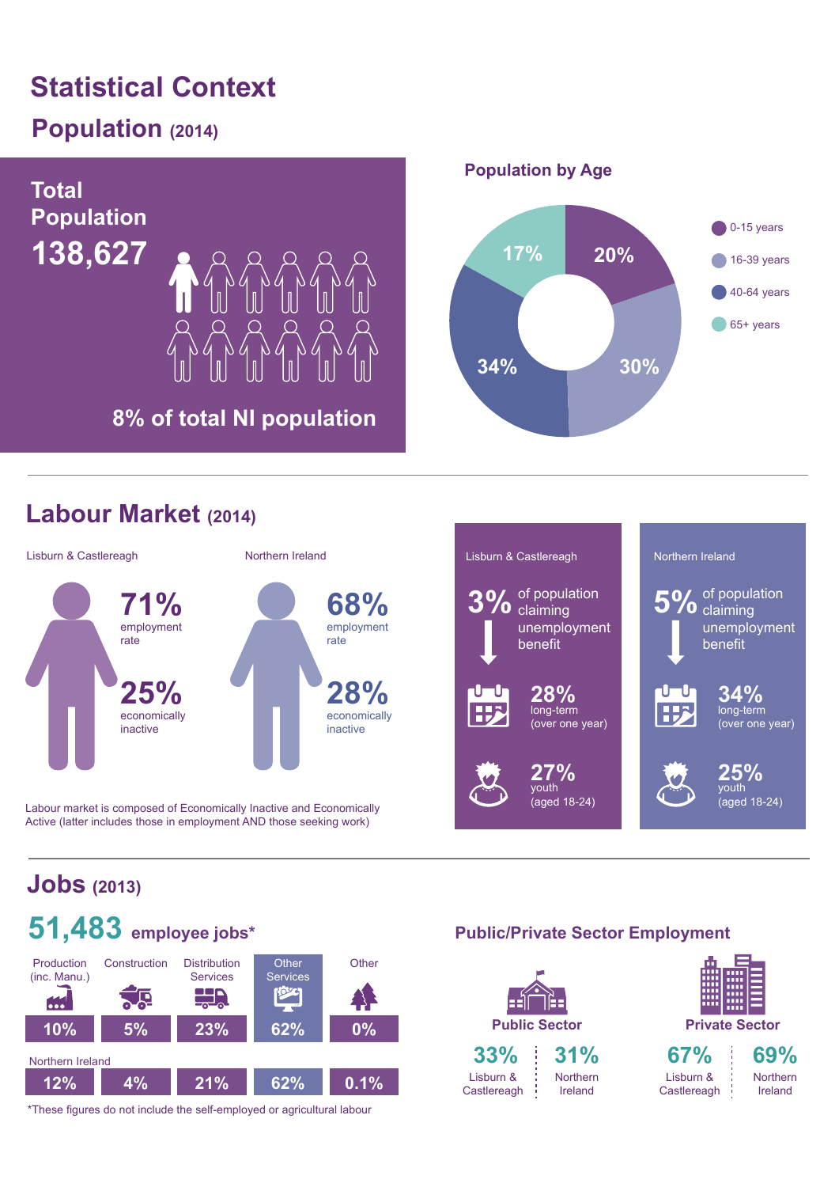# Statistical Context

## Population (2014)

**Total Population**

**138,627**

8% of total NI population

### Population by Age

| Age group | % |
| --- | --- |
| 0-15 years | 20% |
| 16-39 years | 30% |
| 40-64 years | 34% |
| 65+ years | 17% |

## Labour Market (2014)

| | Lisburn & Castlereagh | Northern Ireland |
| --- | --- | --- |
| employment rate | 71% | 68% |
| economically inactive | 25% | 28% |

Labour market is composed of Economically Inactive and Economically Active (latter includes those in employment AND those seeking work)

| | Lisburn & Castlereagh | Northern Ireland |
| --- | --- | --- |
| of population claiming unemployment benefit | 3% | 5% |
| long-term (over one year) | 28% | 34% |
| youth (aged 18-24) | 27% | 25% |

## Jobs (2013)

**51,483** employee jobs*

| | Production (inc. Manu.) | Construction | Distribution Services | Other Services | Other |
| --- | --- | --- | --- | --- | --- |
| Lisburn & Castlereagh | 10% | 5% | 23% | 62% | 0% |
| Northern Ireland | 12% | 4% | 21% | 62% | 0.1% |

*These figures do not include the self-employed or agricultural labour

### Public/Private Sector Employment

| | Lisburn & Castlereagh | Northern Ireland |
| --- | --- | --- |
| Public Sector | 33% | 31% |
| Private Sector | 67% | 69% |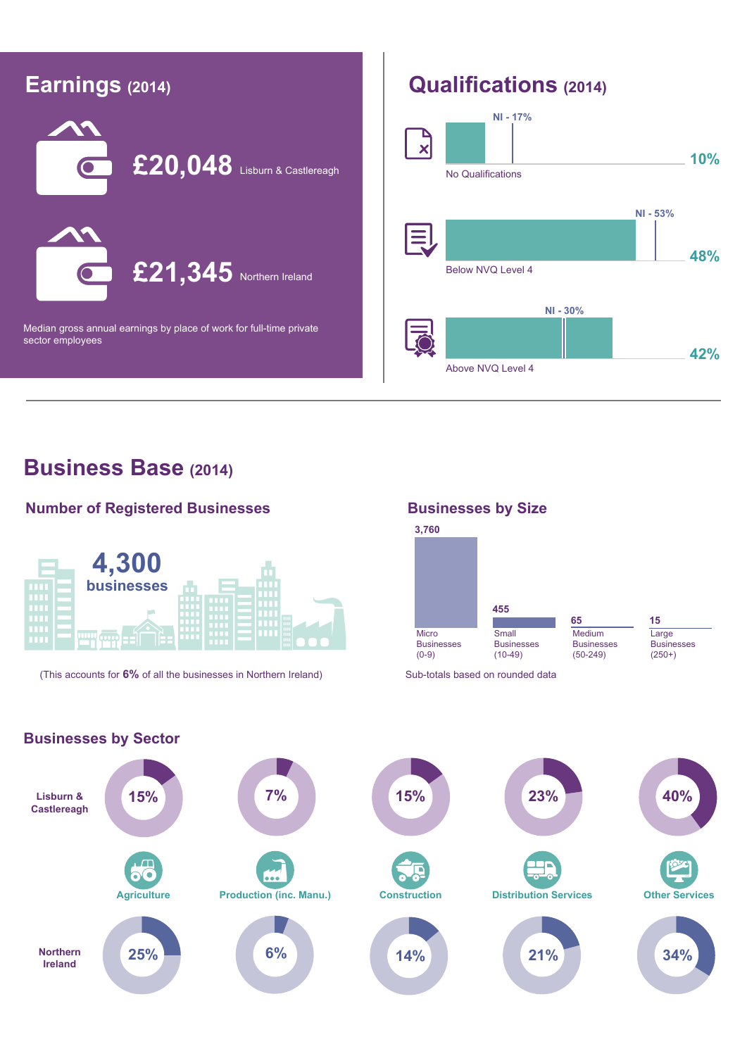## Earnings (2014)

**£20,048** Lisburn & Castlereagh

**£21,345** Northern Ireland

Median gross annual earnings by place of work for full-time private sector employees

## Qualifications (2014)

| Qualification | Lisburn & Castlereagh | NI |
|---|---|---|
| No Qualifications | 10% | 17% |
| Below NVQ Level 4 | 48% | 53% |
| Above NVQ Level 4 | 42% | 30% |

## Business Base (2014)

### Number of Registered Businesses

**4,300** businesses

(This accounts for **6%** of all the businesses in Northern Ireland)

### Businesses by Size

| Size | Number |
|---|---|
| Micro Businesses (0-9) | 3,760 |
| Small Businesses (10-49) | 455 |
| Medium Businesses (50-249) | 65 |
| Large Businesses (250+) | 15 |

Sub-totals based on rounded data

### Businesses by Sector

| Sector | Lisburn & Castlereagh | Northern Ireland |
|---|---|---|
| Agriculture | 15% | 25% |
| Production (inc. Manu.) | 7% | 6% |
| Construction | 15% | 14% |
| Distribution Services | 23% | 21% |
| Other Services | 40% | 34% |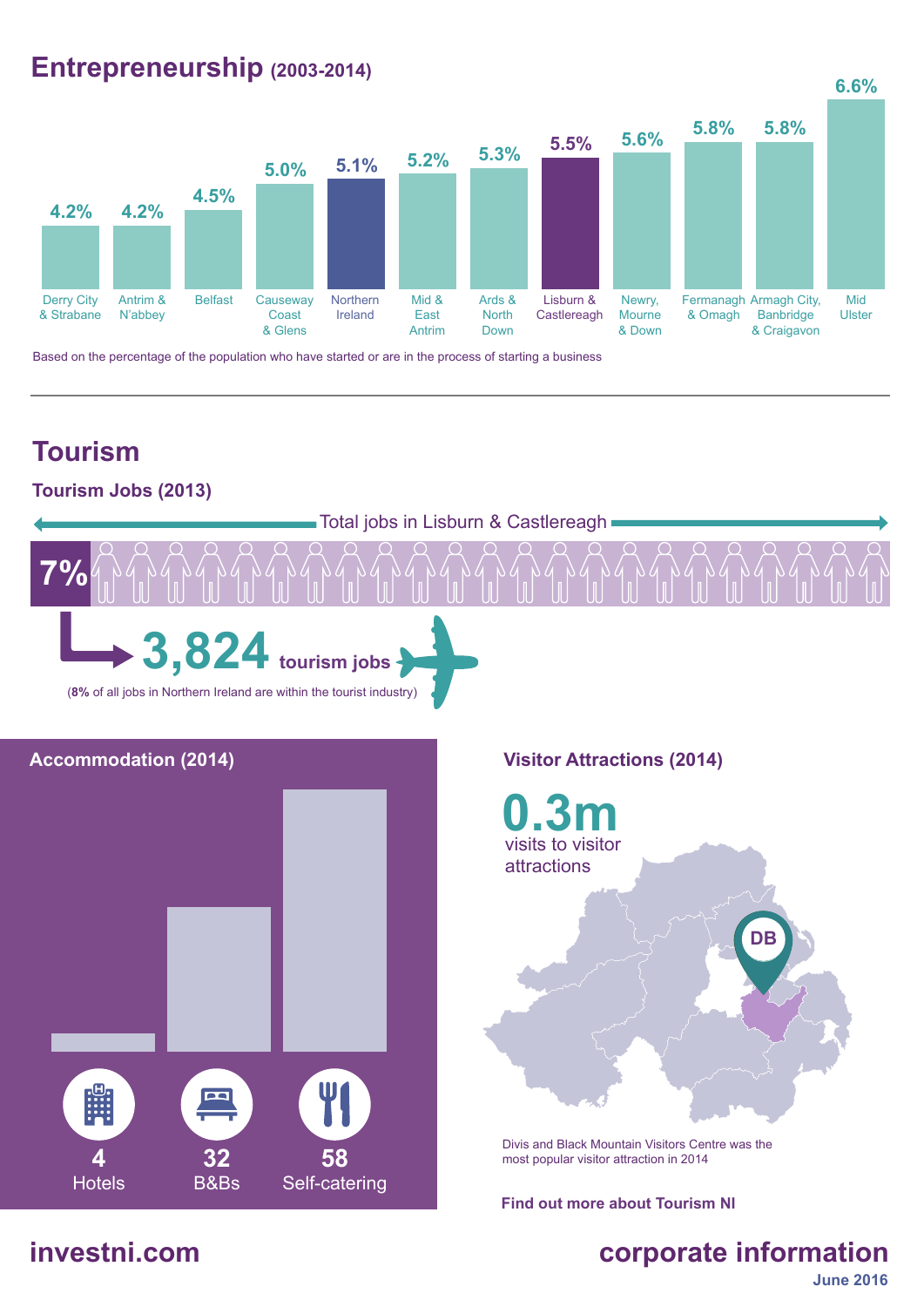## Entrepreneurship (2003-2014)

4.2% Derry City & Strabane
4.2% Antrim & N'abbey
4.5% Belfast
5.0% Causeway Coast & Glens
5.1% Northern Ireland
5.2% Mid & East Antrim
5.3% Ards & North Down
5.5% Lisburn & Castlereagh
5.6% Newry, Mourne & Down
5.8% Fermanagh & Omagh
5.8% Armagh City, Banbridge & Craigavon
6.6% Mid Ulster

Based on the percentage of the population who have started or are in the process of starting a business

---

## Tourism

### Tourism Jobs (2013)

Total jobs in Lisburn & Castlereagh

7%

**3,824** tourism jobs

(**8%** of all jobs in Northern Ireland are within the tourist industry)

### Accommodation (2014)

**4** Hotels

**32** B&Bs

**58** Self-catering

### Visitor Attractions (2014)

**0.3m** visits to visitor attractions

DB

Divis and Black Mountain Visitors Centre was the most popular visitor attraction in 2014

**Find out more about Tourism NI**

**investni.com**

**corporate information**

**June 2016**